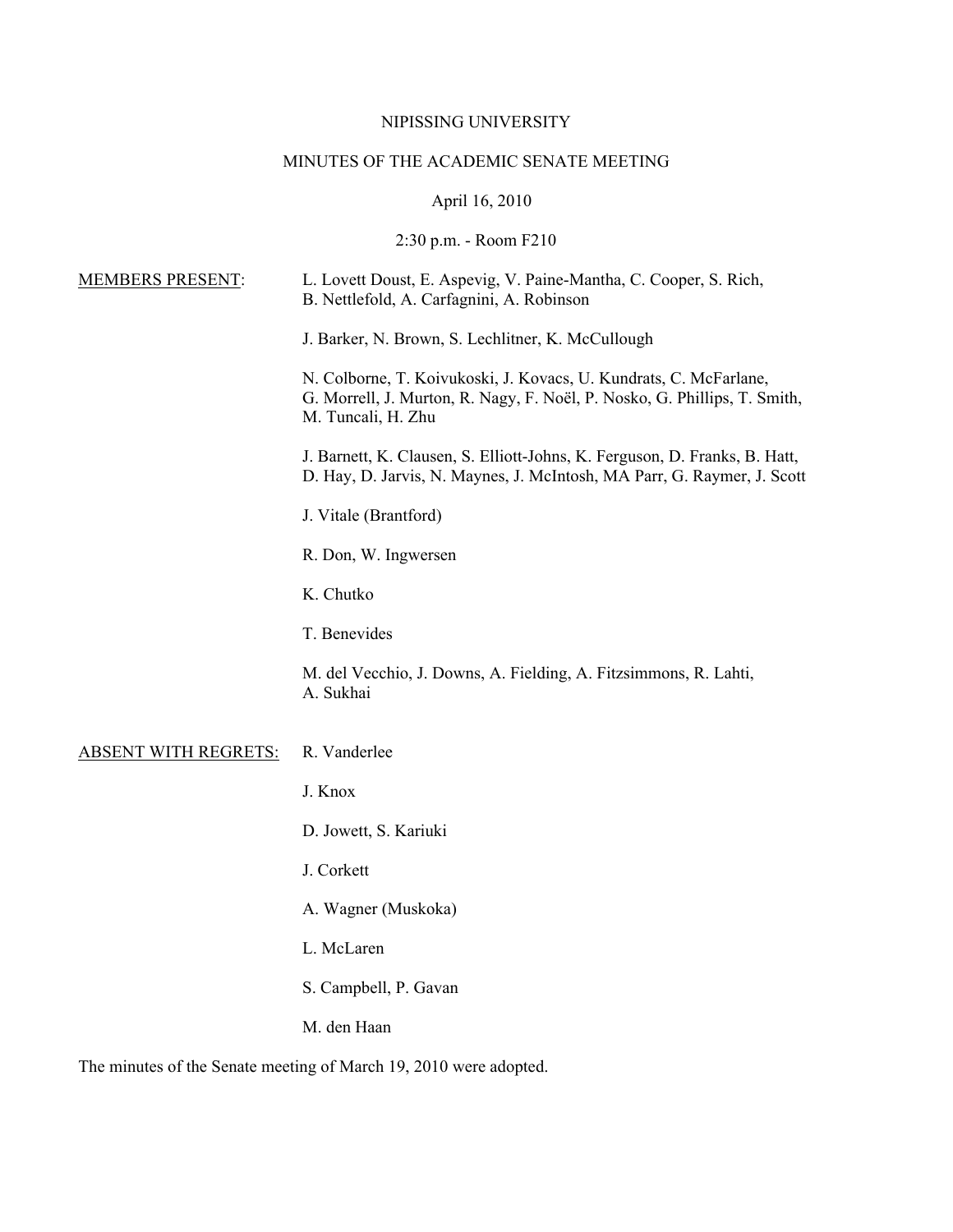NIPISSING UNIVERSITY

MINUTES OF THE ACADEMIC SENATE MEETING

April 16, 2010

2:30 p.m. - Room F210

<u>MEMBERS PRESENT</u>:

L. Lovett Doust, E. Aspevig, V. Paine-Mantha, C. Cooper, S. Rich, B. Nettlefold, A. Carfagnini, A. Robinson

J. Barker, N. Brown, S. Lechlitner, K. McCullough

N. Colborne, T. Koivukoski, J. Kovacs, U. Kundrats, C. McFarlane, G. Morrell, J. Murton, R. Nagy, F. Noël, P. Nosko, G. Phillips, T. Smith, M. Tuncali, H. Zhu

J. Barnett, K. Clausen, S. Elliott-Johns, K. Ferguson, D. Franks, B. Hatt, D. Hay, D. Jarvis, N. Maynes, J. McIntosh, MA Parr, G. Raymer, J. Scott

J. Vitale (Brantford)

R. Don, W. Ingwersen

K. Chutko

T. Benevides

M. del Vecchio, J. Downs, A. Fielding, A. Fitzsimmons, R. Lahti, A. Sukhai

<u>ABSENT WITH REGRETS</u>:

R. Vanderlee

J. Knox

D. Jowett, S. Kariuki

J. Corkett

A. Wagner (Muskoka)

L. McLaren

S. Campbell, P. Gavan

M. den Haan

The minutes of the Senate meeting of March 19, 2010 were adopted.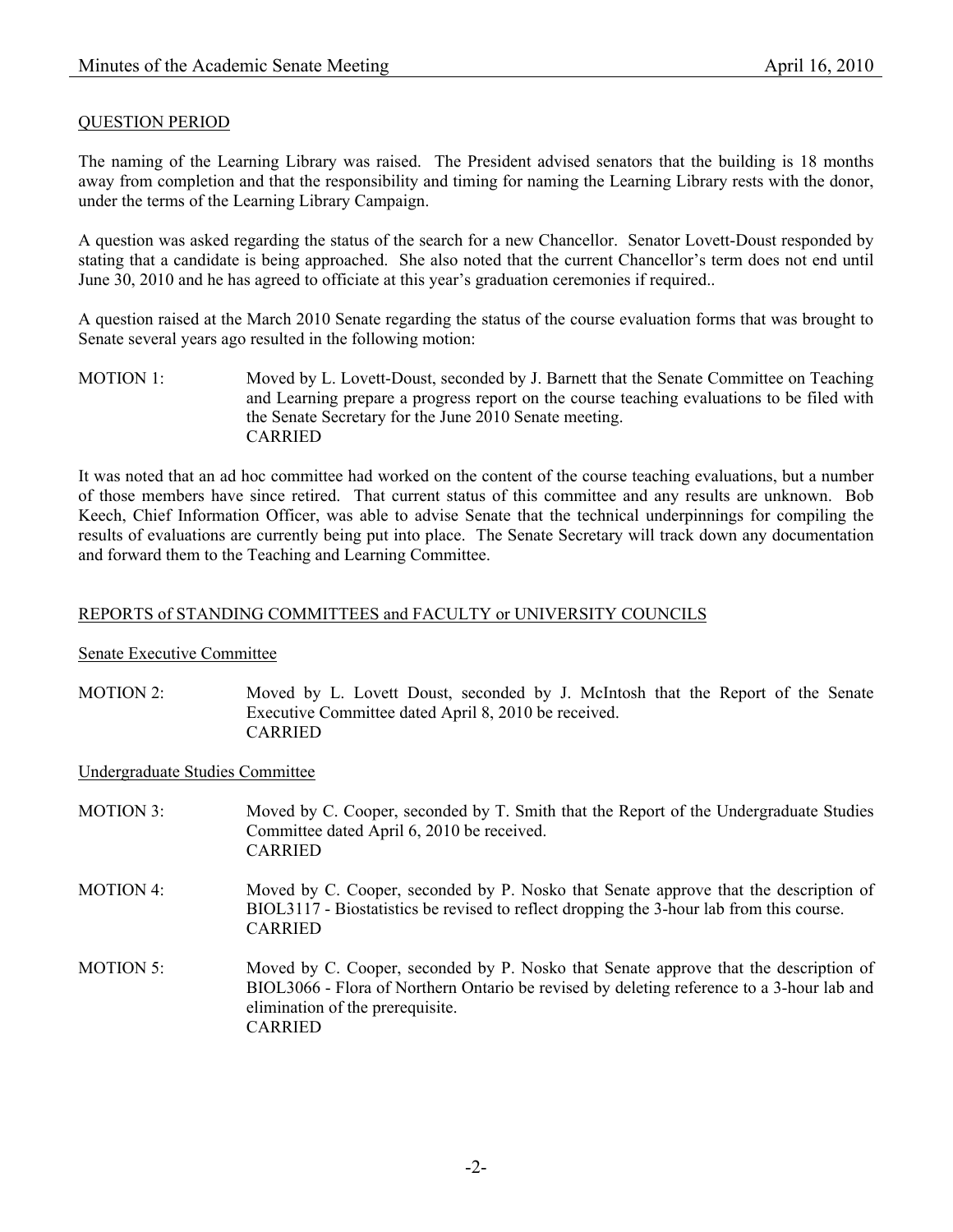QUESTION PERIOD

The naming of the Learning Library was raised. The President advised senators that the building is 18 months away from completion and that the responsibility and timing for naming the Learning Library rests with the donor, under the terms of the Learning Library Campaign.

A question was asked regarding the status of the search for a new Chancellor. Senator Lovett-Doust responded by stating that a candidate is being approached. She also noted that the current Chancellor's term does not end until June 30, 2010 and he has agreed to officiate at this year's graduation ceremonies if required..

A question raised at the March 2010 Senate regarding the status of the course evaluation forms that was brought to Senate several years ago resulted in the following motion:

MOTION 1: Moved by L. Lovett-Doust, seconded by J. Barnett that the Senate Committee on Teaching and Learning prepare a progress report on the course teaching evaluations to be filed with the Senate Secretary for the June 2010 Senate meeting.
CARRIED

It was noted that an ad hoc committee had worked on the content of the course teaching evaluations, but a number of those members have since retired. That current status of this committee and any results are unknown. Bob Keech, Chief Information Officer, was able to advise Senate that the technical underpinnings for compiling the results of evaluations are currently being put into place. The Senate Secretary will track down any documentation and forward them to the Teaching and Learning Committee.

REPORTS of STANDING COMMITTEES and FACULTY or UNIVERSITY COUNCILS

Senate Executive Committee

MOTION 2: Moved by L. Lovett Doust, seconded by J. McIntosh that the Report of the Senate Executive Committee dated April 8, 2010 be received.
CARRIED

Undergraduate Studies Committee

MOTION 3: Moved by C. Cooper, seconded by T. Smith that the Report of the Undergraduate Studies Committee dated April 6, 2010 be received.
CARRIED

MOTION 4: Moved by C. Cooper, seconded by P. Nosko that Senate approve that the description of BIOL3117 - Biostatistics be revised to reflect dropping the 3-hour lab from this course.
CARRIED

MOTION 5: Moved by C. Cooper, seconded by P. Nosko that Senate approve that the description of BIOL3066 - Flora of Northern Ontario be revised by deleting reference to a 3-hour lab and elimination of the prerequisite.
CARRIED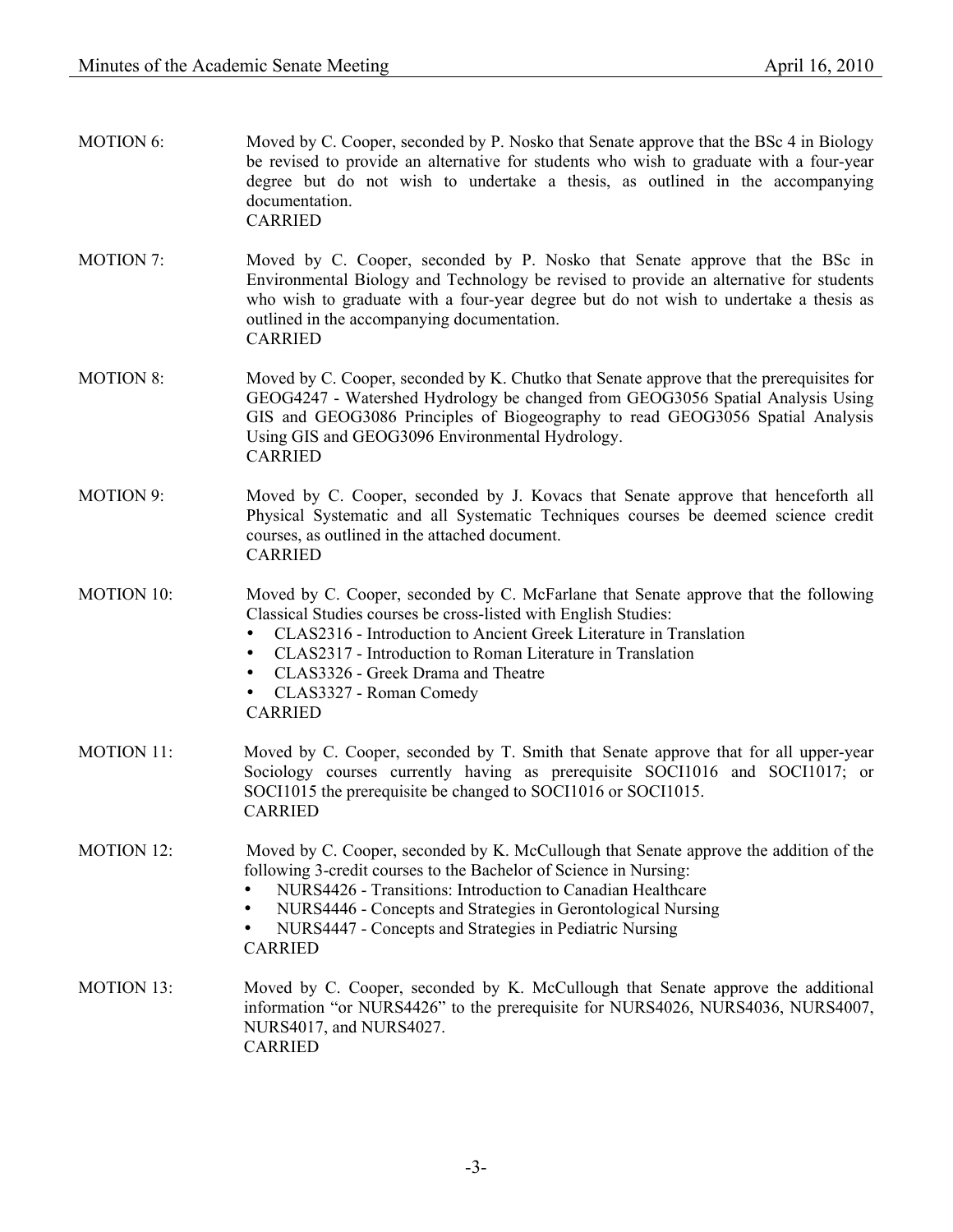MOTION 6: Moved by C. Cooper, seconded by P. Nosko that Senate approve that the BSc 4 in Biology be revised to provide an alternative for students who wish to graduate with a four-year degree but do not wish to undertake a thesis, as outlined in the accompanying documentation.
CARRIED

MOTION 7: Moved by C. Cooper, seconded by P. Nosko that Senate approve that the BSc in Environmental Biology and Technology be revised to provide an alternative for students who wish to graduate with a four-year degree but do not wish to undertake a thesis as outlined in the accompanying documentation.
CARRIED

MOTION 8: Moved by C. Cooper, seconded by K. Chutko that Senate approve that the prerequisites for GEOG4247 - Watershed Hydrology be changed from GEOG3056 Spatial Analysis Using GIS and GEOG3086 Principles of Biogeography to read GEOG3056 Spatial Analysis Using GIS and GEOG3096 Environmental Hydrology.
CARRIED

MOTION 9: Moved by C. Cooper, seconded by J. Kovacs that Senate approve that henceforth all Physical Systematic and all Systematic Techniques courses be deemed science credit courses, as outlined in the attached document.
CARRIED

MOTION 10: Moved by C. Cooper, seconded by C. McFarlane that Senate approve that the following Classical Studies courses be cross-listed with English Studies:

- CLAS2316 - Introduction to Ancient Greek Literature in Translation
- CLAS2317 - Introduction to Roman Literature in Translation
- CLAS3326 - Greek Drama and Theatre
- CLAS3327 - Roman Comedy

CARRIED

MOTION 11: Moved by C. Cooper, seconded by T. Smith that Senate approve that for all upper-year Sociology courses currently having as prerequisite SOCI1016 and SOCI1017; or SOCI1015 the prerequisite be changed to SOCI1016 or SOCI1015.
CARRIED

MOTION 12: Moved by C. Cooper, seconded by K. McCullough that Senate approve the addition of the following 3-credit courses to the Bachelor of Science in Nursing:

- NURS4426 - Transitions: Introduction to Canadian Healthcare
- NURS4446 - Concepts and Strategies in Gerontological Nursing
- NURS4447 - Concepts and Strategies in Pediatric Nursing

CARRIED

MOTION 13: Moved by C. Cooper, seconded by K. McCullough that Senate approve the additional information "or NURS4426" to the prerequisite for NURS4026, NURS4036, NURS4007, NURS4017, and NURS4027.
CARRIED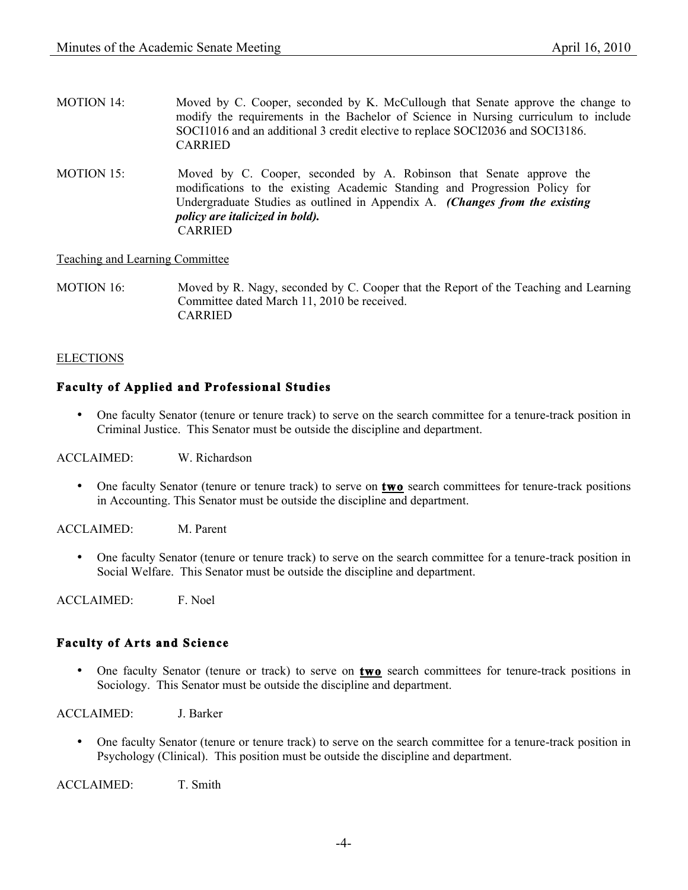MOTION 14: Moved by C. Cooper, seconded by K. McCullough that Senate approve the change to modify the requirements in the Bachelor of Science in Nursing curriculum to include SOCI1016 and an additional 3 credit elective to replace SOCI2036 and SOCI3186.
CARRIED

MOTION 15: Moved by C. Cooper, seconded by A. Robinson that Senate approve the modifications to the existing Academic Standing and Progression Policy for Undergraduate Studies as outlined in Appendix A. ***(Changes from the existing policy are italicized in bold).***
CARRIED

Teaching and Learning Committee

MOTION 16: Moved by R. Nagy, seconded by C. Cooper that the Report of the Teaching and Learning Committee dated March 11, 2010 be received.
CARRIED

ELECTIONS

### Faculty of Applied and Professional Studies

- One faculty Senator (tenure or tenure track) to serve on the search committee for a tenure-track position in Criminal Justice. This Senator must be outside the discipline and department.

ACCLAIMED: W. Richardson

- One faculty Senator (tenure or tenure track) to serve on **two** search committees for tenure-track positions in Accounting. This Senator must be outside the discipline and department.

ACCLAIMED: M. Parent

- One faculty Senator (tenure or tenure track) to serve on the search committee for a tenure-track position in Social Welfare. This Senator must be outside the discipline and department.

ACCLAIMED: F. Noel

### Faculty of Arts and Science

- One faculty Senator (tenure or track) to serve on **two** search committees for tenure-track positions in Sociology. This Senator must be outside the discipline and department.

ACCLAIMED: J. Barker

- One faculty Senator (tenure or tenure track) to serve on the search committee for a tenure-track position in Psychology (Clinical). This position must be outside the discipline and department.

ACCLAIMED: T. Smith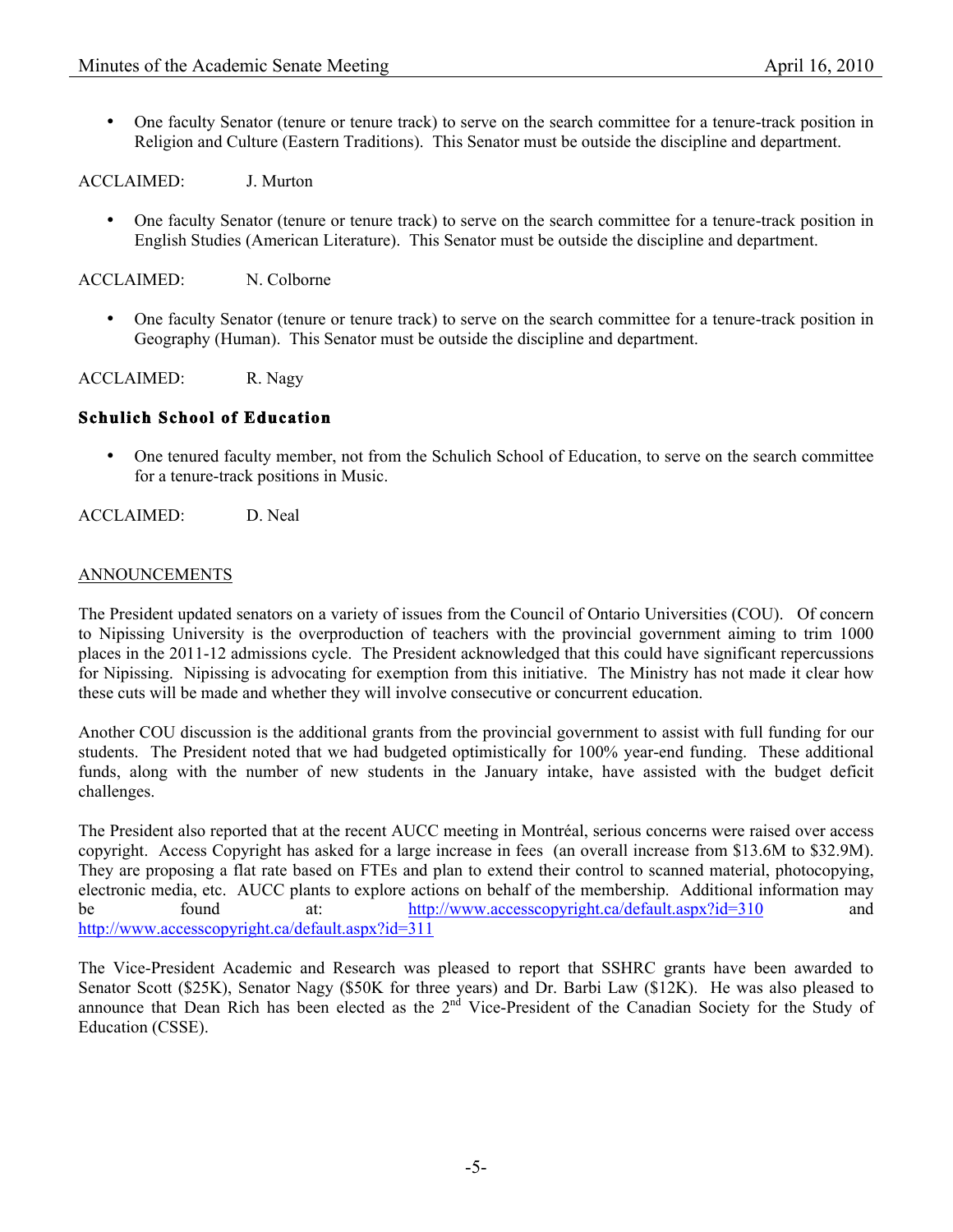- One faculty Senator (tenure or tenure track) to serve on the search committee for a tenure-track position in Religion and Culture (Eastern Traditions). This Senator must be outside the discipline and department.

ACCLAIMED: J. Murton

- One faculty Senator (tenure or tenure track) to serve on the search committee for a tenure-track position in English Studies (American Literature). This Senator must be outside the discipline and department.

ACCLAIMED: N. Colborne

- One faculty Senator (tenure or tenure track) to serve on the search committee for a tenure-track position in Geography (Human). This Senator must be outside the discipline and department.

ACCLAIMED: R. Nagy

### Schulich School of Education

- One tenured faculty member, not from the Schulich School of Education, to serve on the search committee for a tenure-track positions in Music.

ACCLAIMED: D. Neal

## ANNOUNCEMENTS

The President updated senators on a variety of issues from the Council of Ontario Universities (COU). Of concern to Nipissing University is the overproduction of teachers with the provincial government aiming to trim 1000 places in the 2011-12 admissions cycle. The President acknowledged that this could have significant repercussions for Nipissing. Nipissing is advocating for exemption from this initiative. The Ministry has not made it clear how these cuts will be made and whether they will involve consecutive or concurrent education.

Another COU discussion is the additional grants from the provincial government to assist with full funding for our students. The President noted that we had budgeted optimistically for 100% year-end funding. These additional funds, along with the number of new students in the January intake, have assisted with the budget deficit challenges.

The President also reported that at the recent AUCC meeting in Montréal, serious concerns were raised over access copyright. Access Copyright has asked for a large increase in fees (an overall increase from $13.6M to $32.9M). They are proposing a flat rate based on FTEs and plan to extend their control to scanned material, photocopying, electronic media, etc. AUCC plants to explore actions on behalf of the membership. Additional information may be found at: http://www.accesscopyright.ca/default.aspx?id=310 and http://www.accesscopyright.ca/default.aspx?id=311

The Vice-President Academic and Research was pleased to report that SSHRC grants have been awarded to Senator Scott ($25K), Senator Nagy ($50K for three years) and Dr. Barbi Law ($12K). He was also pleased to announce that Dean Rich has been elected as the 2nd Vice-President of the Canadian Society for the Study of Education (CSSE).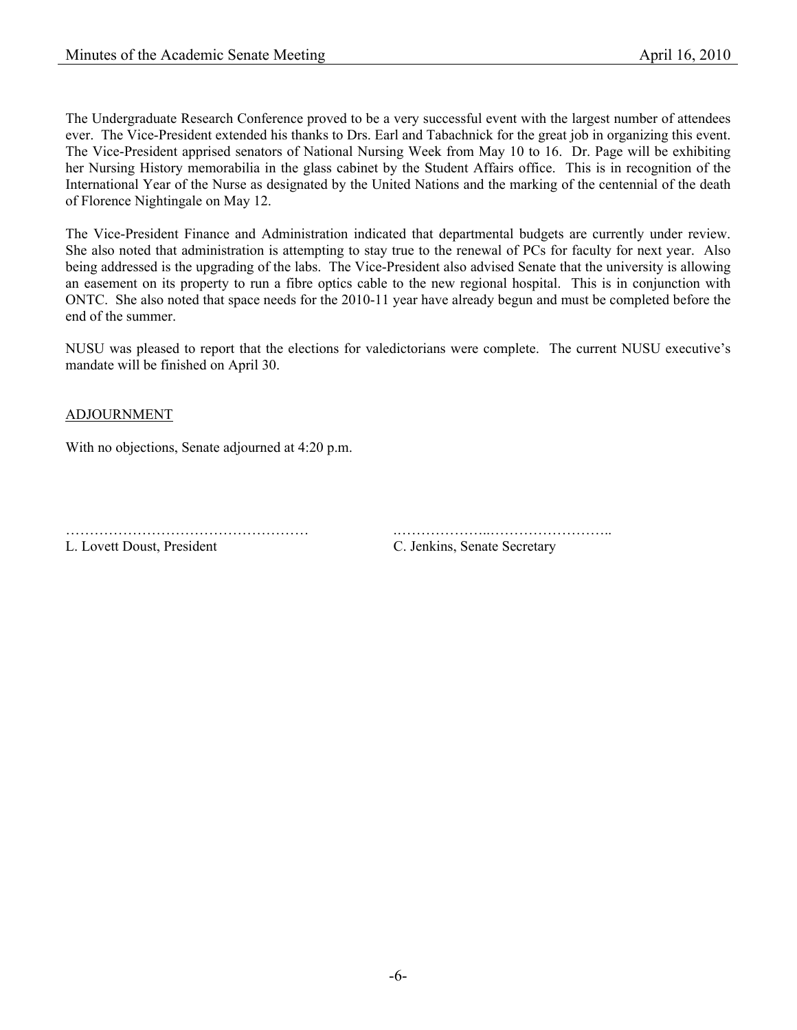The Undergraduate Research Conference proved to be a very successful event with the largest number of attendees ever. The Vice-President extended his thanks to Drs. Earl and Tabachnick for the great job in organizing this event. The Vice-President apprised senators of National Nursing Week from May 10 to 16. Dr. Page will be exhibiting her Nursing History memorabilia in the glass cabinet by the Student Affairs office. This is in recognition of the International Year of the Nurse as designated by the United Nations and the marking of the centennial of the death of Florence Nightingale on May 12.

The Vice-President Finance and Administration indicated that departmental budgets are currently under review. She also noted that administration is attempting to stay true to the renewal of PCs for faculty for next year. Also being addressed is the upgrading of the labs. The Vice-President also advised Senate that the university is allowing an easement on its property to run a fibre optics cable to the new regional hospital. This is in conjunction with ONTC. She also noted that space needs for the 2010-11 year have already begun and must be completed before the end of the summer.

NUSU was pleased to report that the elections for valedictorians were complete. The current NUSU executive's mandate will be finished on April 30.

ADJOURNMENT

With no objections, Senate adjourned at 4:20 p.m.

…………………………………………… L. Lovett Doust, President

.………………..…………………….. C. Jenkins, Senate Secretary